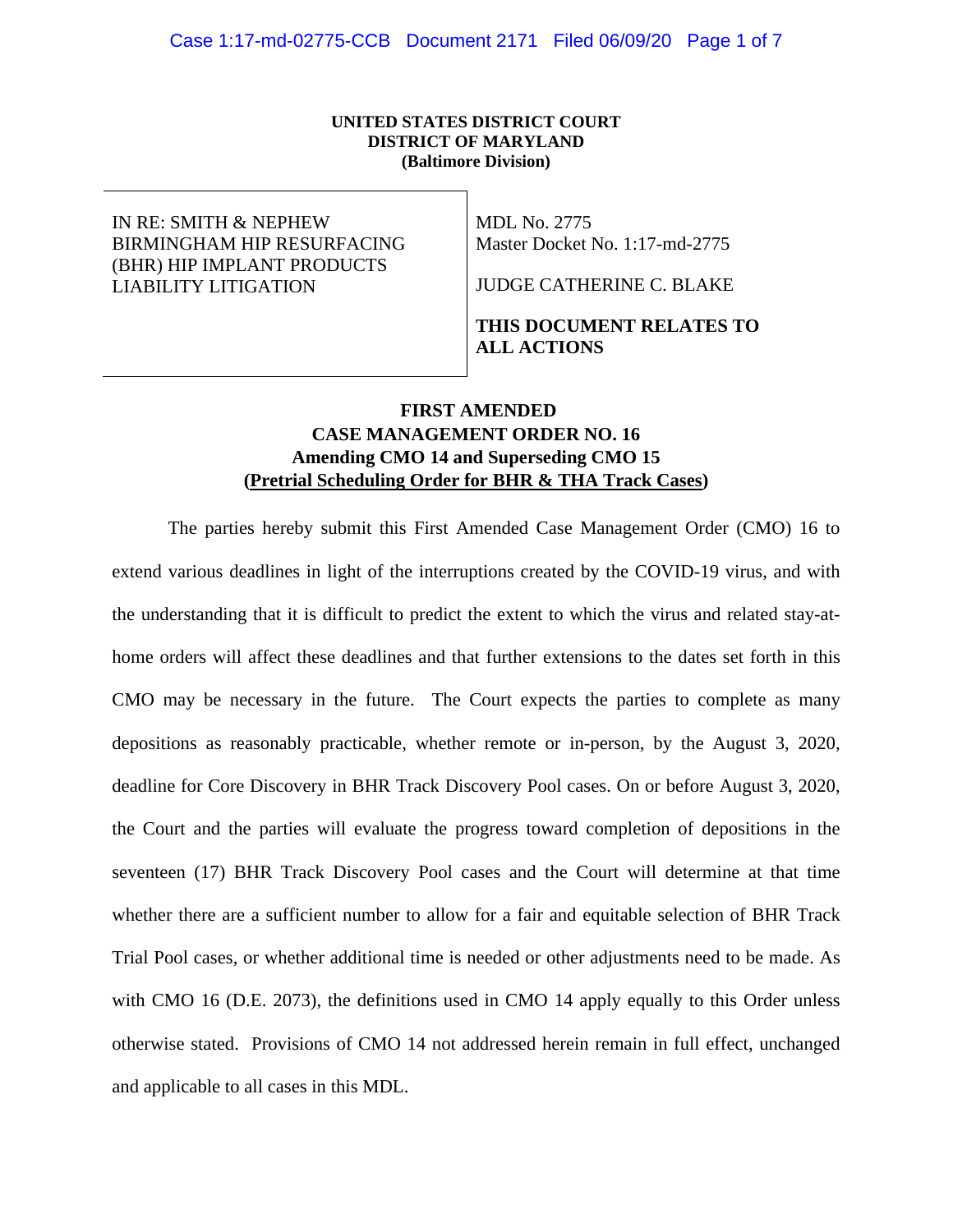**UNITED STATES DISTRICT COURT**
**DISTRICT OF MARYLAND**
**(Baltimore Division)**

| IN RE: SMITH & NEPHEW BIRMINGHAM HIP RESURFACING (BHR) HIP IMPLANT PRODUCTS LIABILITY LITIGATION | MDL No. 2775<br>Master Docket No. 1:17-md-2775<br><br>JUDGE CATHERINE C. BLAKE<br><br>**THIS DOCUMENT RELATES TO ALL ACTIONS** |
|---|---|

**FIRST AMENDED**
**CASE MANAGEMENT ORDER NO. 16**
**Amending CMO 14 and Superseding CMO 15**
**(Pretrial Scheduling Order for BHR & THA Track Cases)**

The parties hereby submit this First Amended Case Management Order (CMO) 16 to extend various deadlines in light of the interruptions created by the COVID-19 virus, and with the understanding that it is difficult to predict the extent to which the virus and related stay-at-home orders will affect these deadlines and that further extensions to the dates set forth in this CMO may be necessary in the future. The Court expects the parties to complete as many depositions as reasonably practicable, whether remote or in-person, by the August 3, 2020, deadline for Core Discovery in BHR Track Discovery Pool cases. On or before August 3, 2020, the Court and the parties will evaluate the progress toward completion of depositions in the seventeen (17) BHR Track Discovery Pool cases and the Court will determine at that time whether there are a sufficient number to allow for a fair and equitable selection of BHR Track Trial Pool cases, or whether additional time is needed or other adjustments need to be made. As with CMO 16 (D.E. 2073), the definitions used in CMO 14 apply equally to this Order unless otherwise stated. Provisions of CMO 14 not addressed herein remain in full effect, unchanged and applicable to all cases in this MDL.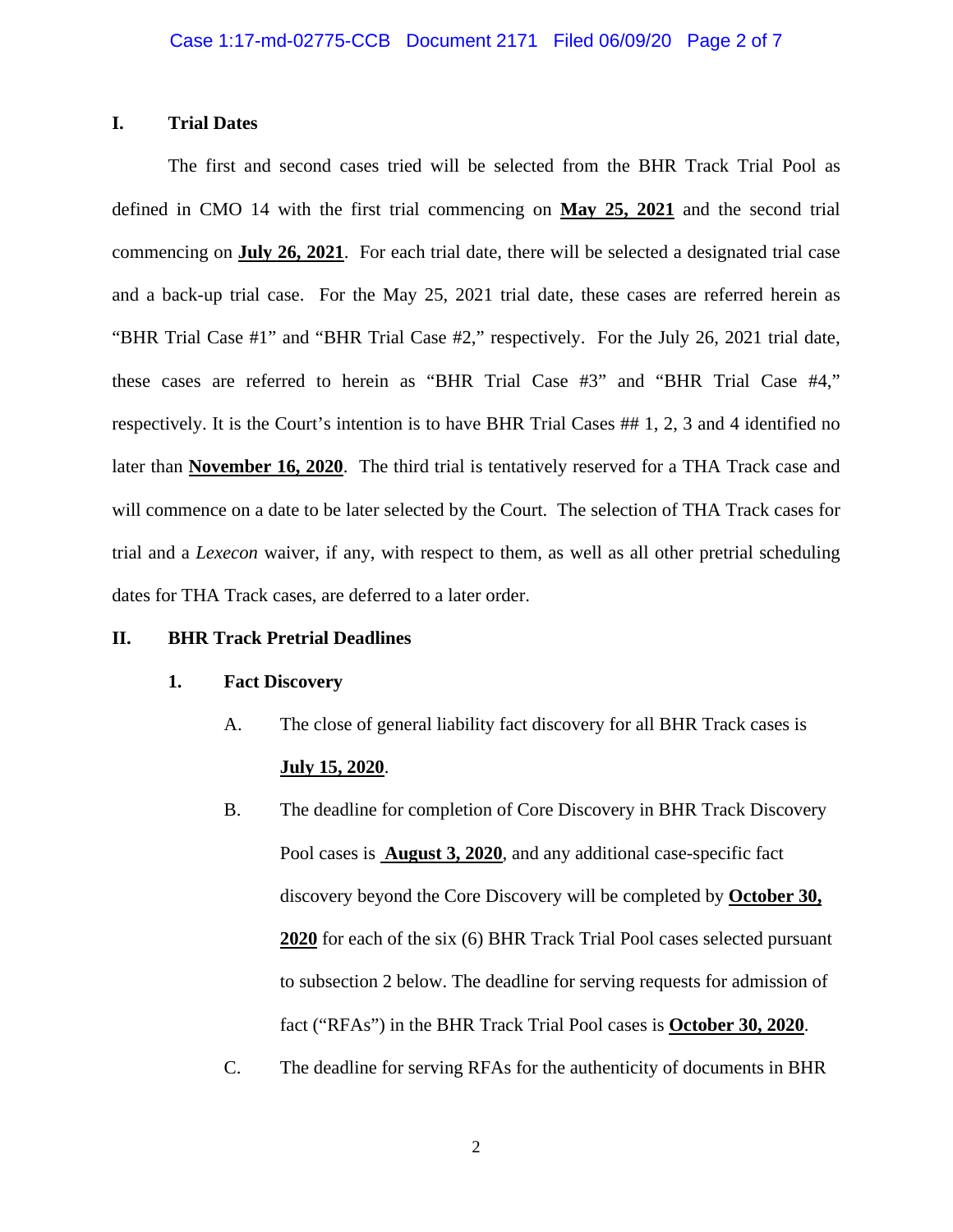## I. Trial Dates

The first and second cases tried will be selected from the BHR Track Trial Pool as defined in CMO 14 with the first trial commencing on **May 25, 2021** and the second trial commencing on **July 26, 2021**. For each trial date, there will be selected a designated trial case and a back-up trial case. For the May 25, 2021 trial date, these cases are referred herein as "BHR Trial Case #1" and "BHR Trial Case #2," respectively. For the July 26, 2021 trial date, these cases are referred to herein as "BHR Trial Case #3" and "BHR Trial Case #4," respectively. It is the Court's intention is to have BHR Trial Cases ## 1, 2, 3 and 4 identified no later than **November 16, 2020**. The third trial is tentatively reserved for a THA Track case and will commence on a date to be later selected by the Court. The selection of THA Track cases for trial and a *Lexecon* waiver, if any, with respect to them, as well as all other pretrial scheduling dates for THA Track cases, are deferred to a later order.

## II. BHR Track Pretrial Deadlines

### 1. Fact Discovery

A. The close of general liability fact discovery for all BHR Track cases is **July 15, 2020**.

B. The deadline for completion of Core Discovery in BHR Track Discovery Pool cases is **August 3, 2020**, and any additional case-specific fact discovery beyond the Core Discovery will be completed by **October 30, 2020** for each of the six (6) BHR Track Trial Pool cases selected pursuant to subsection 2 below. The deadline for serving requests for admission of fact ("RFAs") in the BHR Track Trial Pool cases is **October 30, 2020**.

C. The deadline for serving RFAs for the authenticity of documents in BHR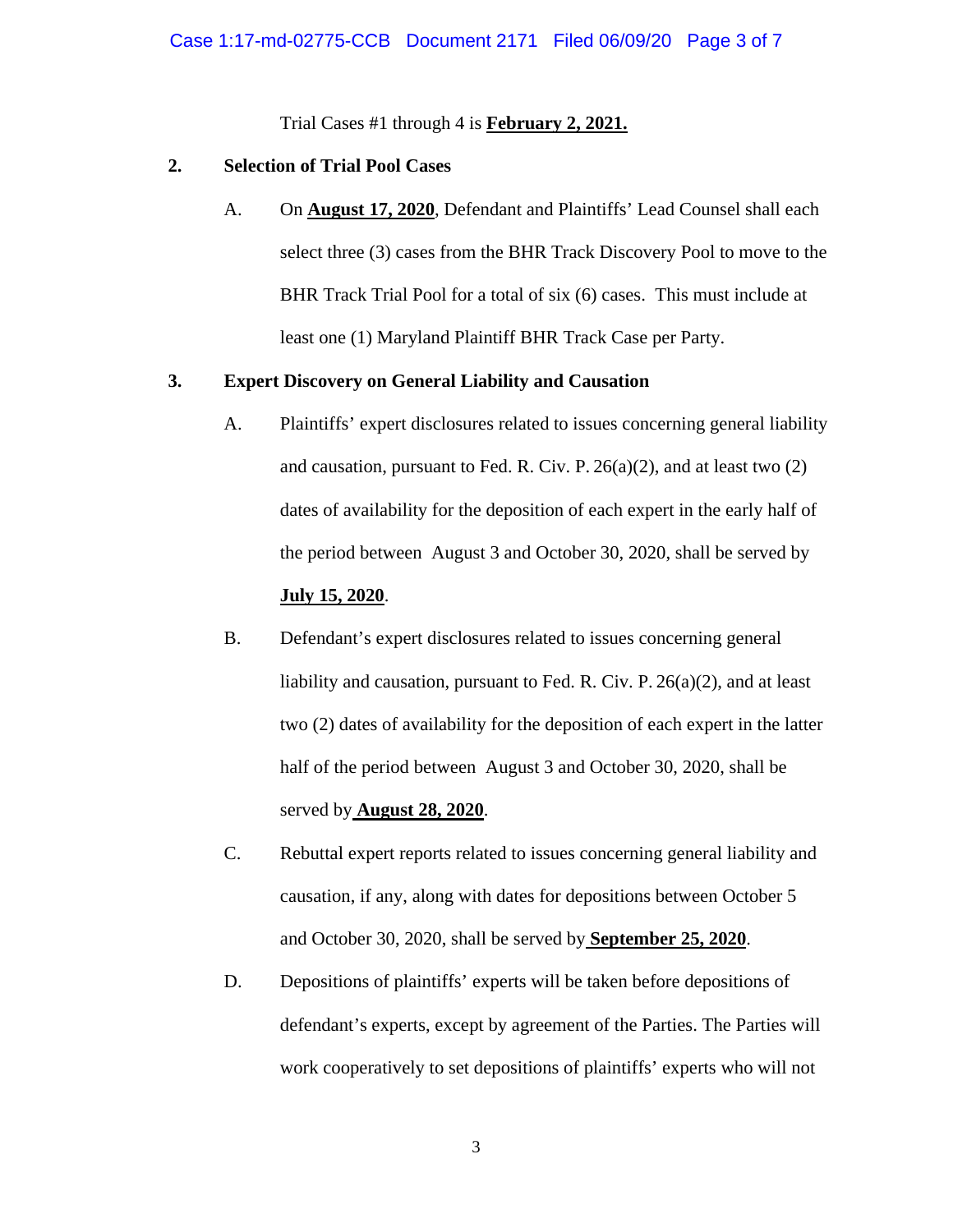Trial Cases #1 through 4 is **February 2, 2021.**

**2. Selection of Trial Pool Cases**

A. On **August 17, 2020**, Defendant and Plaintiffs' Lead Counsel shall each select three (3) cases from the BHR Track Discovery Pool to move to the BHR Track Trial Pool for a total of six (6) cases. This must include at least one (1) Maryland Plaintiff BHR Track Case per Party.

**3. Expert Discovery on General Liability and Causation**

A. Plaintiffs' expert disclosures related to issues concerning general liability and causation, pursuant to Fed. R. Civ. P. 26(a)(2), and at least two (2) dates of availability for the deposition of each expert in the early half of the period between August 3 and October 30, 2020, shall be served by **July 15, 2020**.

B. Defendant's expert disclosures related to issues concerning general liability and causation, pursuant to Fed. R. Civ. P. 26(a)(2), and at least two (2) dates of availability for the deposition of each expert in the latter half of the period between August 3 and October 30, 2020, shall be served by **August 28, 2020**.

C. Rebuttal expert reports related to issues concerning general liability and causation, if any, along with dates for depositions between October 5 and October 30, 2020, shall be served by **September 25, 2020**.

D. Depositions of plaintiffs' experts will be taken before depositions of defendant's experts, except by agreement of the Parties. The Parties will work cooperatively to set depositions of plaintiffs' experts who will not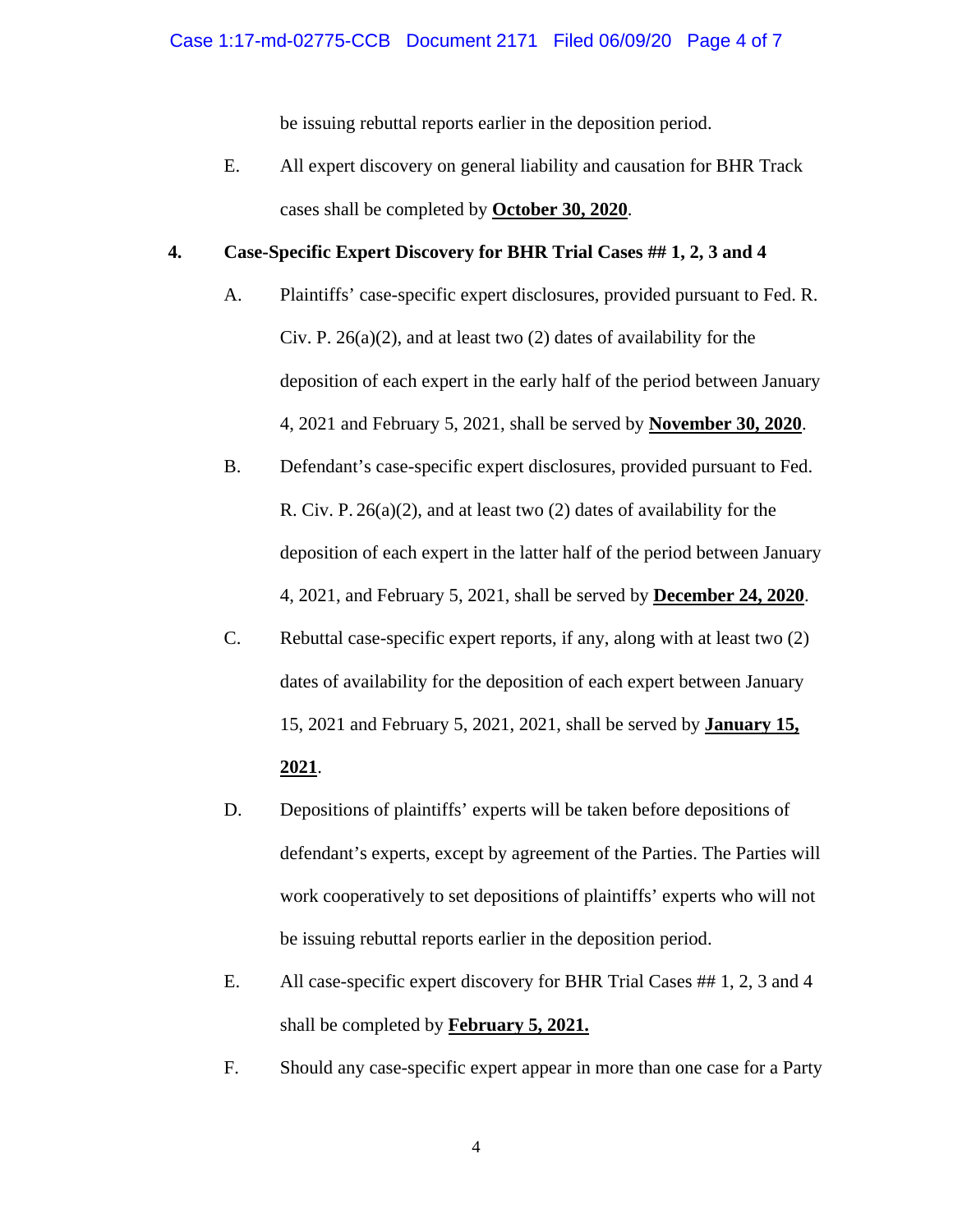be issuing rebuttal reports earlier in the deposition period.

E. All expert discovery on general liability and causation for BHR Track cases shall be completed by **October 30, 2020**.

**4. Case-Specific Expert Discovery for BHR Trial Cases ## 1, 2, 3 and 4**

A. Plaintiffs' case-specific expert disclosures, provided pursuant to Fed. R. Civ. P. 26(a)(2), and at least two (2) dates of availability for the deposition of each expert in the early half of the period between January 4, 2021 and February 5, 2021, shall be served by **November 30, 2020**.

B. Defendant's case-specific expert disclosures, provided pursuant to Fed. R. Civ. P. 26(a)(2), and at least two (2) dates of availability for the deposition of each expert in the latter half of the period between January 4, 2021, and February 5, 2021, shall be served by **December 24, 2020**.

C. Rebuttal case-specific expert reports, if any, along with at least two (2) dates of availability for the deposition of each expert between January 15, 2021 and February 5, 2021, 2021, shall be served by **January 15, 2021**.

D. Depositions of plaintiffs' experts will be taken before depositions of defendant's experts, except by agreement of the Parties. The Parties will work cooperatively to set depositions of plaintiffs' experts who will not be issuing rebuttal reports earlier in the deposition period.

E. All case-specific expert discovery for BHR Trial Cases ## 1, 2, 3 and 4 shall be completed by **February 5, 2021.**

F. Should any case-specific expert appear in more than one case for a Party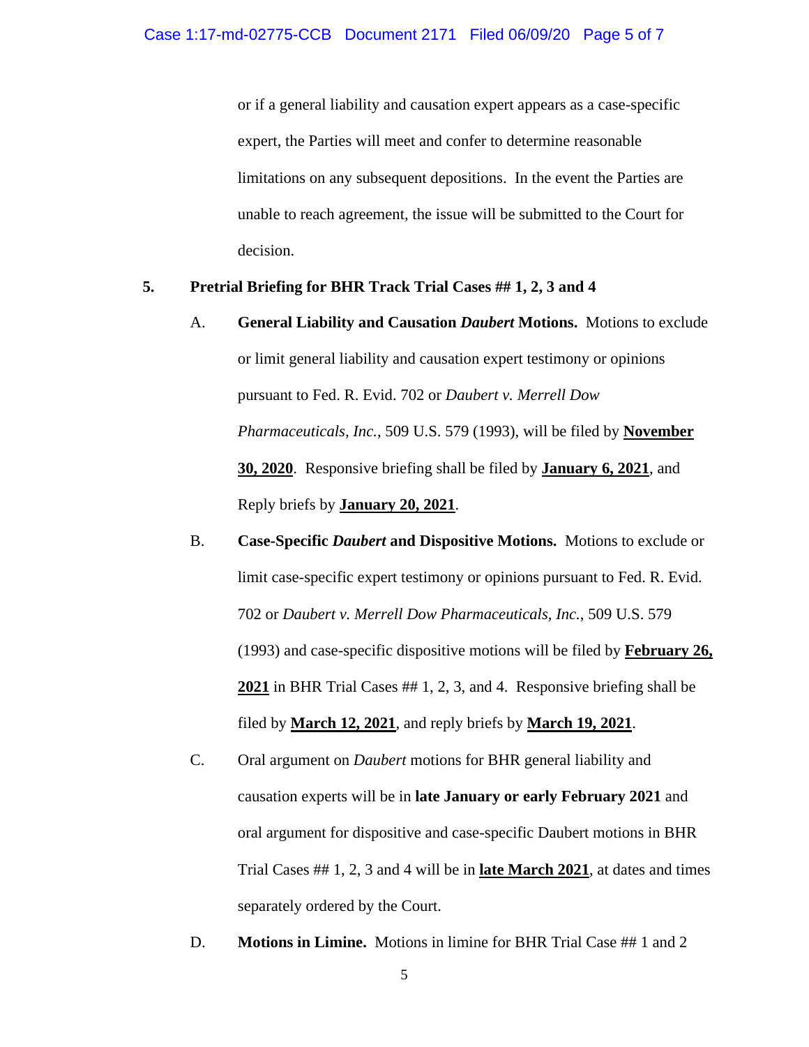or if a general liability and causation expert appears as a case-specific expert, the Parties will meet and confer to determine reasonable limitations on any subsequent depositions. In the event the Parties are unable to reach agreement, the issue will be submitted to the Court for decision.

**5. Pretrial Briefing for BHR Track Trial Cases ## 1, 2, 3 and 4**

A. **General Liability and Causation *Daubert* Motions.** Motions to exclude or limit general liability and causation expert testimony or opinions pursuant to Fed. R. Evid. 702 or *Daubert v. Merrell Dow Pharmaceuticals, Inc.*, 509 U.S. 579 (1993), will be filed by **November 30, 2020**. Responsive briefing shall be filed by **January 6, 2021**, and Reply briefs by **January 20, 2021**.

B. **Case-Specific *Daubert* and Dispositive Motions.** Motions to exclude or limit case-specific expert testimony or opinions pursuant to Fed. R. Evid. 702 or *Daubert v. Merrell Dow Pharmaceuticals, Inc.*, 509 U.S. 579 (1993) and case-specific dispositive motions will be filed by **February 26, 2021** in BHR Trial Cases ## 1, 2, 3, and 4. Responsive briefing shall be filed by **March 12, 2021**, and reply briefs by **March 19, 2021**.

C. Oral argument on *Daubert* motions for BHR general liability and causation experts will be in **late January or early February 2021** and oral argument for dispositive and case-specific Daubert motions in BHR Trial Cases ## 1, 2, 3 and 4 will be in **late March 2021**, at dates and times separately ordered by the Court.

D. **Motions in Limine.** Motions in limine for BHR Trial Case ## 1 and 2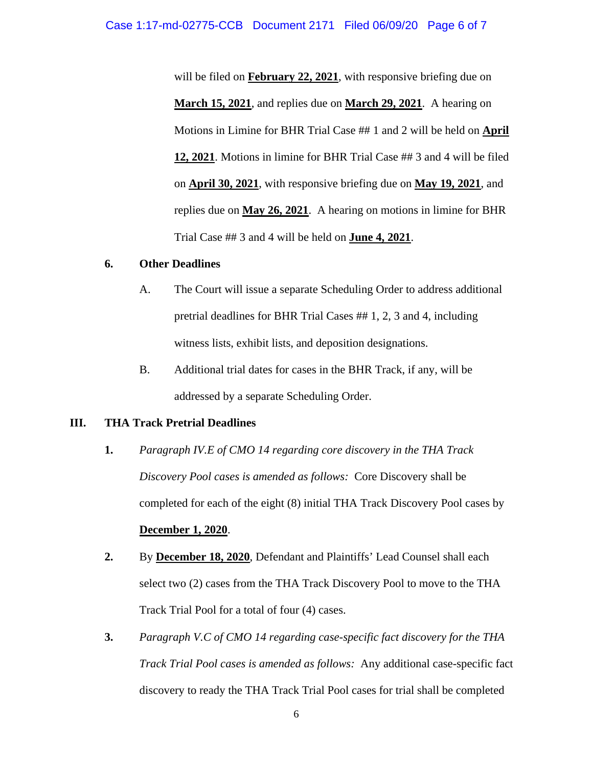will be filed on **February 22, 2021**, with responsive briefing due on **March 15, 2021**, and replies due on **March 29, 2021**. A hearing on Motions in Limine for BHR Trial Case ## 1 and 2 will be held on **April 12, 2021**. Motions in limine for BHR Trial Case ## 3 and 4 will be filed on **April 30, 2021**, with responsive briefing due on **May 19, 2021**, and replies due on **May 26, 2021**. A hearing on motions in limine for BHR Trial Case ## 3 and 4 will be held on **June 4, 2021**.

**6. Other Deadlines**

A. The Court will issue a separate Scheduling Order to address additional pretrial deadlines for BHR Trial Cases ## 1, 2, 3 and 4, including witness lists, exhibit lists, and deposition designations.

B. Additional trial dates for cases in the BHR Track, if any, will be addressed by a separate Scheduling Order.

## III. THA Track Pretrial Deadlines

**1.** *Paragraph IV.E of CMO 14 regarding core discovery in the THA Track Discovery Pool cases is amended as follows:* Core Discovery shall be completed for each of the eight (8) initial THA Track Discovery Pool cases by **December 1, 2020**.

**2.** By **December 18, 2020**, Defendant and Plaintiffs' Lead Counsel shall each select two (2) cases from the THA Track Discovery Pool to move to the THA Track Trial Pool for a total of four (4) cases.

**3.** *Paragraph V.C of CMO 14 regarding case-specific fact discovery for the THA Track Trial Pool cases is amended as follows:* Any additional case-specific fact discovery to ready the THA Track Trial Pool cases for trial shall be completed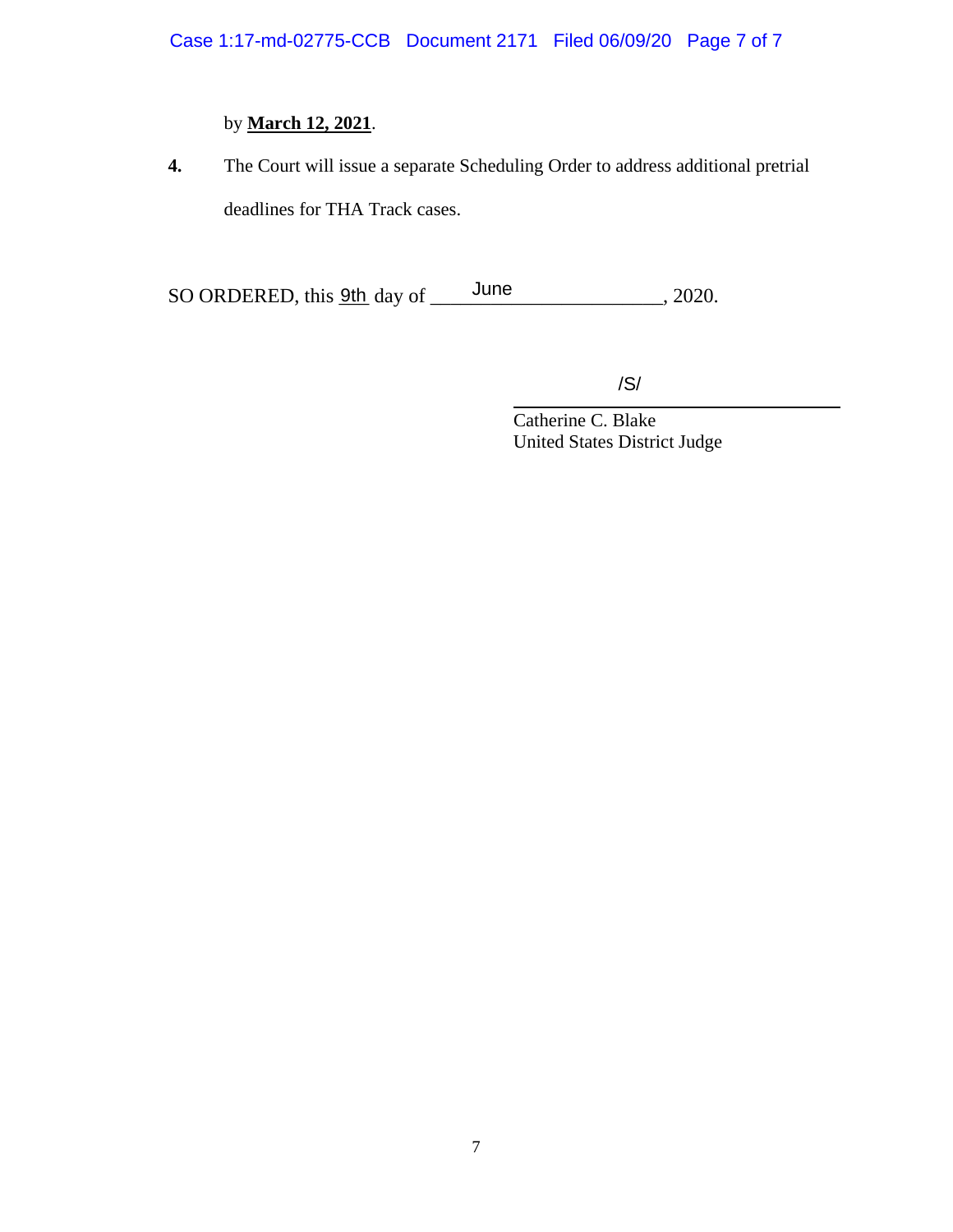by **March 12, 2021**.

**4.** The Court will issue a separate Scheduling Order to address additional pretrial deadlines for THA Track cases.

SO ORDERED, this 9th day of June, 2020.

/S/

Catherine C. Blake
United States District Judge